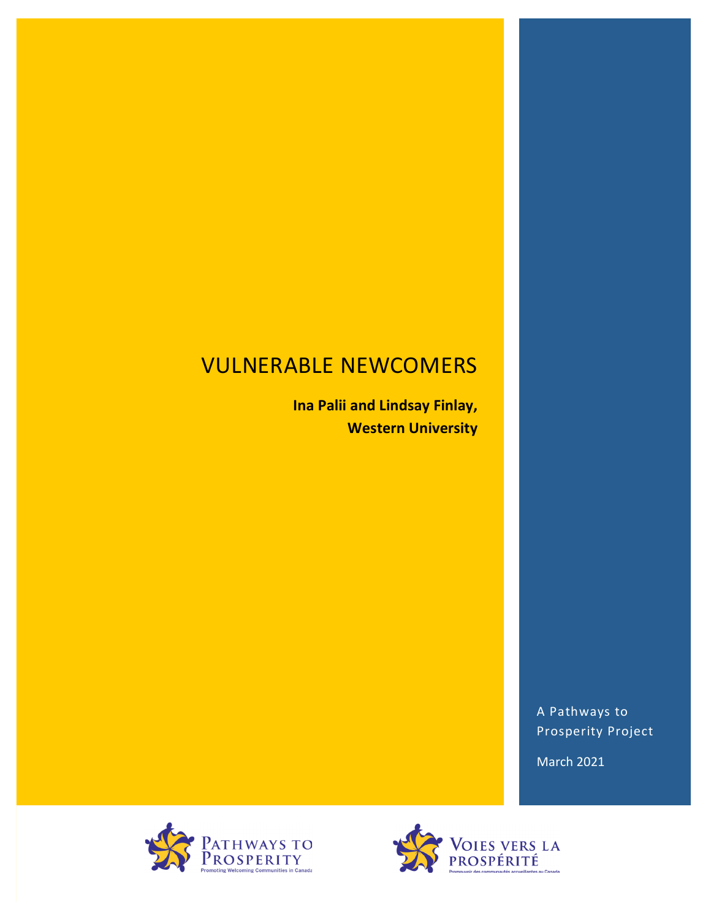# VULNERABLE NEWCOMERS

**Ina Palii and Lindsay Finlay, Western University**

A Pathways to Prosperity Project

March 2021

PATHWAYS TO PROSPERITY
Promoting Welcoming Communities in Canada

VOIES VERS LA PROSPÉRITÉ
Promouvoir des communautés accueillantes au Canada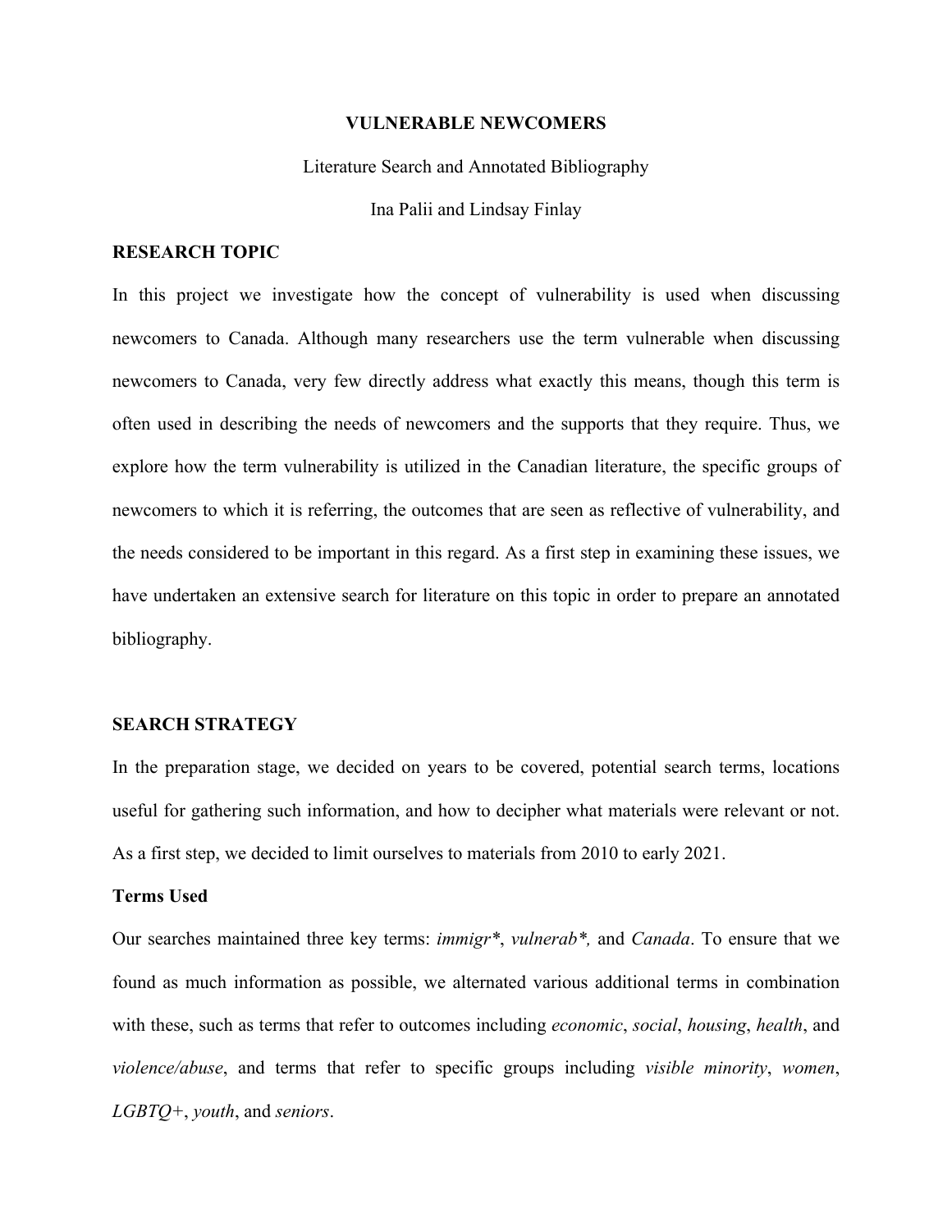**VULNERABLE NEWCOMERS**

Literature Search and Annotated Bibliography

Ina Palii and Lindsay Finlay

## RESEARCH TOPIC

In this project we investigate how the concept of vulnerability is used when discussing newcomers to Canada. Although many researchers use the term vulnerable when discussing newcomers to Canada, very few directly address what exactly this means, though this term is often used in describing the needs of newcomers and the supports that they require. Thus, we explore how the term vulnerability is utilized in the Canadian literature, the specific groups of newcomers to which it is referring, the outcomes that are seen as reflective of vulnerability, and the needs considered to be important in this regard. As a first step in examining these issues, we have undertaken an extensive search for literature on this topic in order to prepare an annotated bibliography.

## SEARCH STRATEGY

In the preparation stage, we decided on years to be covered, potential search terms, locations useful for gathering such information, and how to decipher what materials were relevant or not. As a first step, we decided to limit ourselves to materials from 2010 to early 2021.

### Terms Used

Our searches maintained three key terms: *immigr\**, *vulnerab\*,* and *Canada*. To ensure that we found as much information as possible, we alternated various additional terms in combination with these, such as terms that refer to outcomes including *economic*, *social*, *housing*, *health*, and *violence/abuse*, and terms that refer to specific groups including *visible minority*, *women*, *LGBTQ+*, *youth*, and *seniors*.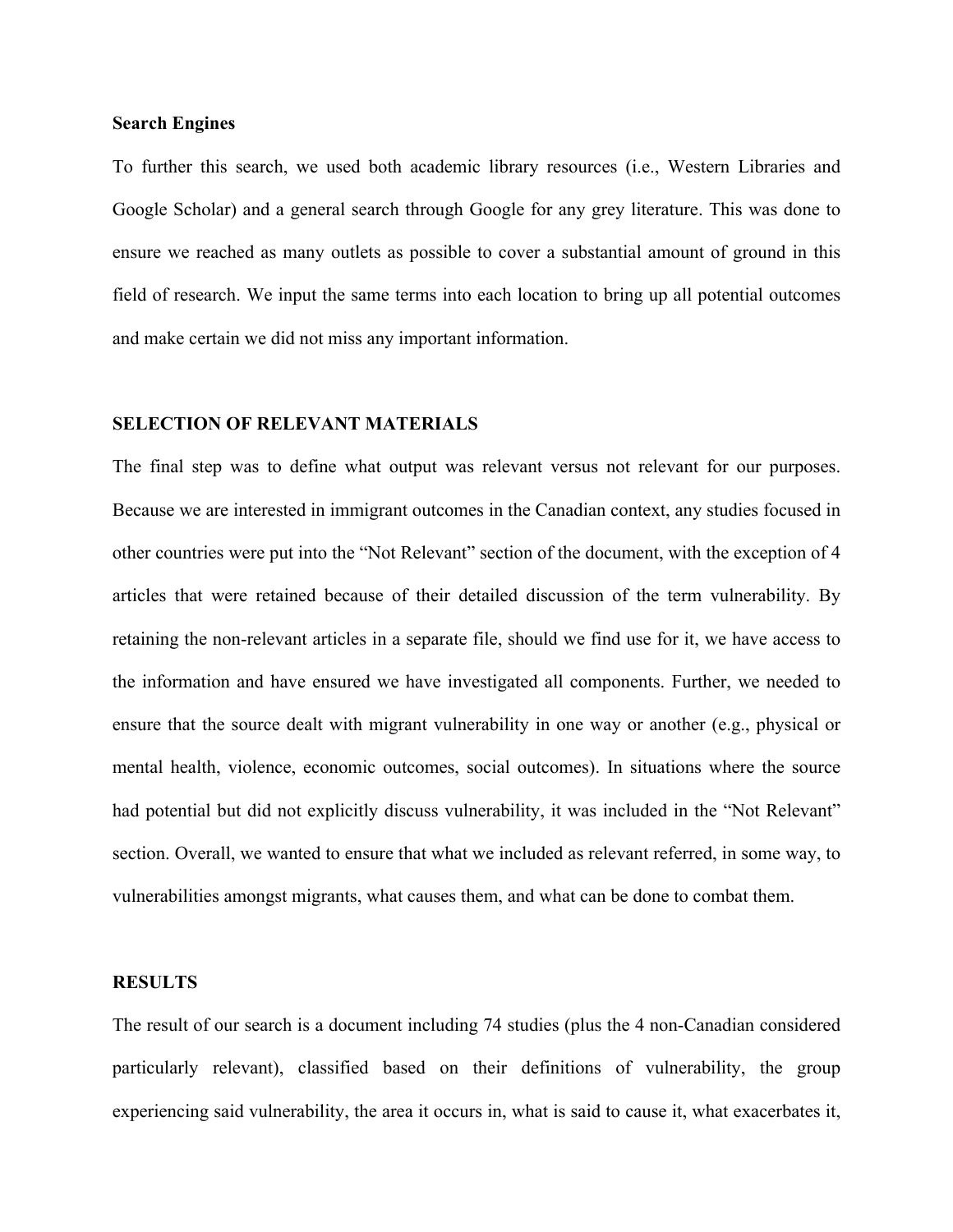**Search Engines**

To further this search, we used both academic library resources (i.e., Western Libraries and Google Scholar) and a general search through Google for any grey literature. This was done to ensure we reached as many outlets as possible to cover a substantial amount of ground in this field of research. We input the same terms into each location to bring up all potential outcomes and make certain we did not miss any important information.

## SELECTION OF RELEVANT MATERIALS

The final step was to define what output was relevant versus not relevant for our purposes. Because we are interested in immigrant outcomes in the Canadian context, any studies focused in other countries were put into the "Not Relevant" section of the document, with the exception of 4 articles that were retained because of their detailed discussion of the term vulnerability. By retaining the non-relevant articles in a separate file, should we find use for it, we have access to the information and have ensured we have investigated all components. Further, we needed to ensure that the source dealt with migrant vulnerability in one way or another (e.g., physical or mental health, violence, economic outcomes, social outcomes). In situations where the source had potential but did not explicitly discuss vulnerability, it was included in the "Not Relevant" section. Overall, we wanted to ensure that what we included as relevant referred, in some way, to vulnerabilities amongst migrants, what causes them, and what can be done to combat them.

## RESULTS

The result of our search is a document including 74 studies (plus the 4 non-Canadian considered particularly relevant), classified based on their definitions of vulnerability, the group experiencing said vulnerability, the area it occurs in, what is said to cause it, what exacerbates it,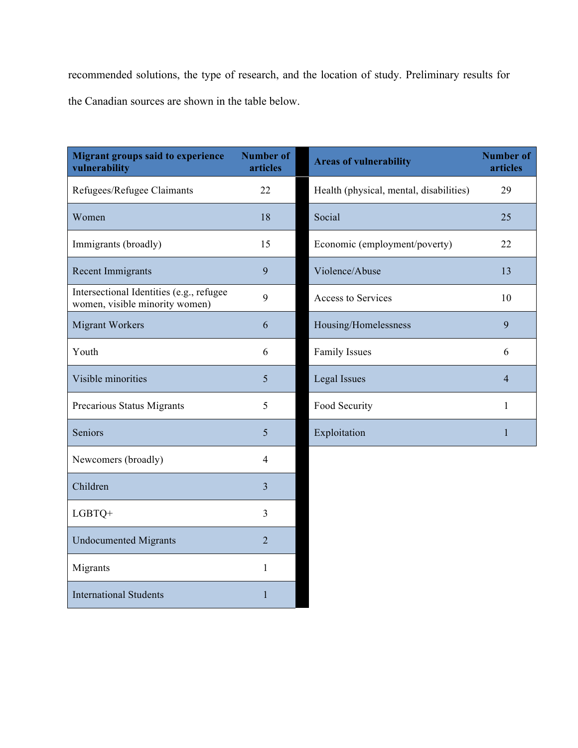recommended solutions, the type of research, and the location of study. Preliminary results for the Canadian sources are shown in the table below.

| Migrant groups said to experience vulnerability | Number of articles |
|---|---|
| Refugees/Refugee Claimants | 22 |
| Women | 18 |
| Immigrants (broadly) | 15 |
| Recent Immigrants | 9 |
| Intersectional Identities (e.g., refugee women, visible minority women) | 9 |
| Migrant Workers | 6 |
| Youth | 6 |
| Visible minorities | 5 |
| Precarious Status Migrants | 5 |
| Seniors | 5 |
| Newcomers (broadly) | 4 |
| Children | 3 |
| LGBTQ+ | 3 |
| Undocumented Migrants | 2 |
| Migrants | 1 |
| International Students | 1 |

| Areas of vulnerability | Number of articles |
|---|---|
| Health (physical, mental, disabilities) | 29 |
| Social | 25 |
| Economic (employment/poverty) | 22 |
| Violence/Abuse | 13 |
| Access to Services | 10 |
| Housing/Homelessness | 9 |
| Family Issues | 6 |
| Legal Issues | 4 |
| Food Security | 1 |
| Exploitation | 1 |